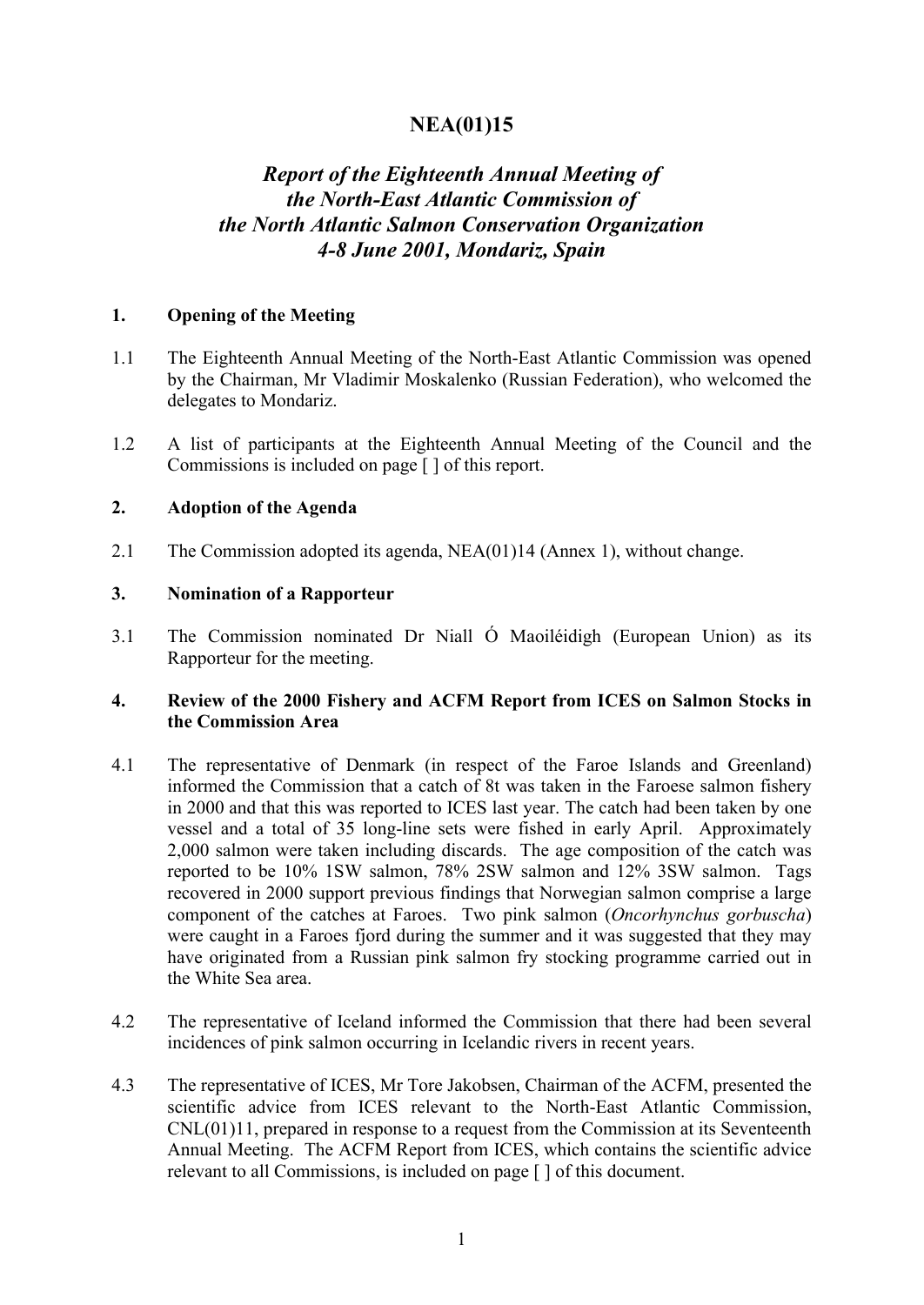# NEA(01)15

## *Report of the Eighteenth Annual Meeting of the North-East Atlantic Commission of the North Atlantic Salmon Conservation Organization 4-8 June 2001, Mondariz, Spain*

### 1. Opening of the Meeting

1.1 The Eighteenth Annual Meeting of the North-East Atlantic Commission was opened by the Chairman, Mr Vladimir Moskalenko (Russian Federation), who welcomed the delegates to Mondariz.

1.2 A list of participants at the Eighteenth Annual Meeting of the Council and the Commissions is included on page [ ] of this report.

### 2. Adoption of the Agenda

2.1 The Commission adopted its agenda, NEA(01)14 (Annex 1), without change.

### 3. Nomination of a Rapporteur

3.1 The Commission nominated Dr Niall Ó Maoiléidigh (European Union) as its Rapporteur for the meeting.

### 4. Review of the 2000 Fishery and ACFM Report from ICES on Salmon Stocks in the Commission Area

4.1 The representative of Denmark (in respect of the Faroe Islands and Greenland) informed the Commission that a catch of 8t was taken in the Faroese salmon fishery in 2000 and that this was reported to ICES last year. The catch had been taken by one vessel and a total of 35 long-line sets were fished in early April. Approximately 2,000 salmon were taken including discards. The age composition of the catch was reported to be 10% 1SW salmon, 78% 2SW salmon and 12% 3SW salmon. Tags recovered in 2000 support previous findings that Norwegian salmon comprise a large component of the catches at Faroes. Two pink salmon (*Oncorhynchus gorbuscha*) were caught in a Faroes fjord during the summer and it was suggested that they may have originated from a Russian pink salmon fry stocking programme carried out in the White Sea area.

4.2 The representative of Iceland informed the Commission that there had been several incidences of pink salmon occurring in Icelandic rivers in recent years.

4.3 The representative of ICES, Mr Tore Jakobsen, Chairman of the ACFM, presented the scientific advice from ICES relevant to the North-East Atlantic Commission, CNL(01)11, prepared in response to a request from the Commission at its Seventeenth Annual Meeting. The ACFM Report from ICES, which contains the scientific advice relevant to all Commissions, is included on page [ ] of this document.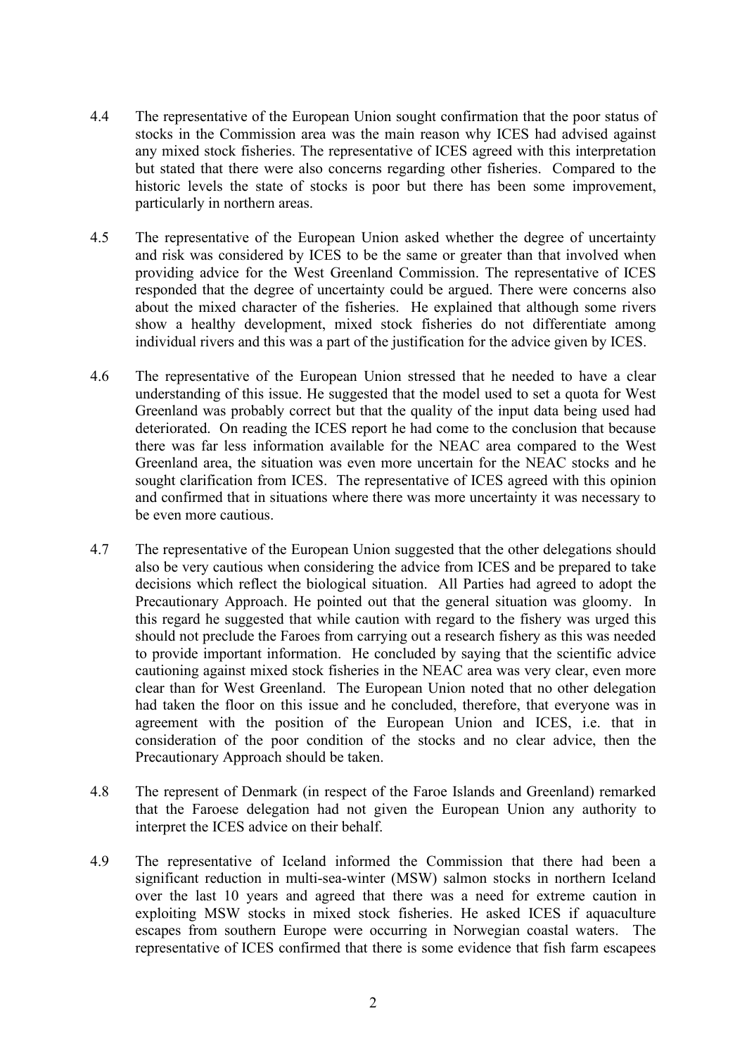4.4 The representative of the European Union sought confirmation that the poor status of stocks in the Commission area was the main reason why ICES had advised against any mixed stock fisheries. The representative of ICES agreed with this interpretation but stated that there were also concerns regarding other fisheries. Compared to the historic levels the state of stocks is poor but there has been some improvement, particularly in northern areas.

4.5 The representative of the European Union asked whether the degree of uncertainty and risk was considered by ICES to be the same or greater than that involved when providing advice for the West Greenland Commission. The representative of ICES responded that the degree of uncertainty could be argued. There were concerns also about the mixed character of the fisheries. He explained that although some rivers show a healthy development, mixed stock fisheries do not differentiate among individual rivers and this was a part of the justification for the advice given by ICES.

4.6 The representative of the European Union stressed that he needed to have a clear understanding of this issue. He suggested that the model used to set a quota for West Greenland was probably correct but that the quality of the input data being used had deteriorated. On reading the ICES report he had come to the conclusion that because there was far less information available for the NEAC area compared to the West Greenland area, the situation was even more uncertain for the NEAC stocks and he sought clarification from ICES. The representative of ICES agreed with this opinion and confirmed that in situations where there was more uncertainty it was necessary to be even more cautious.

4.7 The representative of the European Union suggested that the other delegations should also be very cautious when considering the advice from ICES and be prepared to take decisions which reflect the biological situation. All Parties had agreed to adopt the Precautionary Approach. He pointed out that the general situation was gloomy. In this regard he suggested that while caution with regard to the fishery was urged this should not preclude the Faroes from carrying out a research fishery as this was needed to provide important information. He concluded by saying that the scientific advice cautioning against mixed stock fisheries in the NEAC area was very clear, even more clear than for West Greenland. The European Union noted that no other delegation had taken the floor on this issue and he concluded, therefore, that everyone was in agreement with the position of the European Union and ICES, i.e. that in consideration of the poor condition of the stocks and no clear advice, then the Precautionary Approach should be taken.

4.8 The represent of Denmark (in respect of the Faroe Islands and Greenland) remarked that the Faroese delegation had not given the European Union any authority to interpret the ICES advice on their behalf.

4.9 The representative of Iceland informed the Commission that there had been a significant reduction in multi-sea-winter (MSW) salmon stocks in northern Iceland over the last 10 years and agreed that there was a need for extreme caution in exploiting MSW stocks in mixed stock fisheries. He asked ICES if aquaculture escapes from southern Europe were occurring in Norwegian coastal waters. The representative of ICES confirmed that there is some evidence that fish farm escapees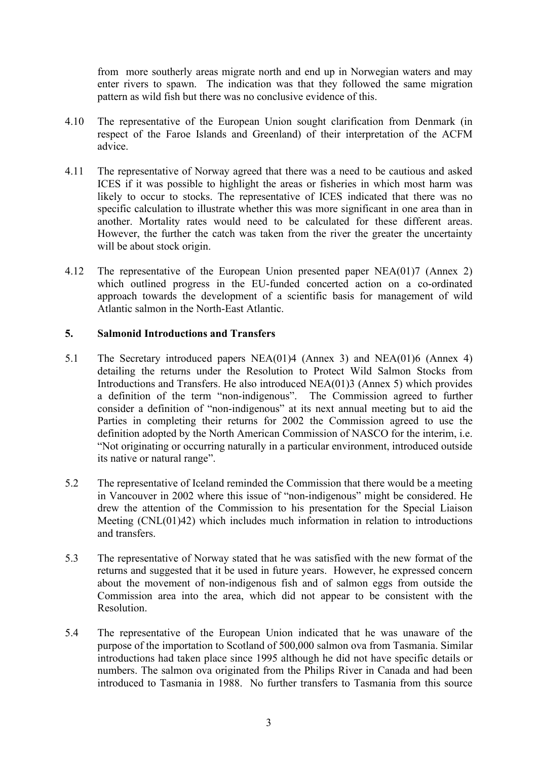from more southerly areas migrate north and end up in Norwegian waters and may enter rivers to spawn. The indication was that they followed the same migration pattern as wild fish but there was no conclusive evidence of this.

4.10 The representative of the European Union sought clarification from Denmark (in respect of the Faroe Islands and Greenland) of their interpretation of the ACFM advice.

4.11 The representative of Norway agreed that there was a need to be cautious and asked ICES if it was possible to highlight the areas or fisheries in which most harm was likely to occur to stocks. The representative of ICES indicated that there was no specific calculation to illustrate whether this was more significant in one area than in another. Mortality rates would need to be calculated for these different areas. However, the further the catch was taken from the river the greater the uncertainty will be about stock origin.

4.12 The representative of the European Union presented paper NEA(01)7 (Annex 2) which outlined progress in the EU-funded concerted action on a co-ordinated approach towards the development of a scientific basis for management of wild Atlantic salmon in the North-East Atlantic.

## 5. Salmonid Introductions and Transfers

5.1 The Secretary introduced papers NEA(01)4 (Annex 3) and NEA(01)6 (Annex 4) detailing the returns under the Resolution to Protect Wild Salmon Stocks from Introductions and Transfers. He also introduced NEA(01)3 (Annex 5) which provides a definition of the term "non-indigenous". The Commission agreed to further consider a definition of "non-indigenous" at its next annual meeting but to aid the Parties in completing their returns for 2002 the Commission agreed to use the definition adopted by the North American Commission of NASCO for the interim, i.e. "Not originating or occurring naturally in a particular environment, introduced outside its native or natural range".

5.2 The representative of Iceland reminded the Commission that there would be a meeting in Vancouver in 2002 where this issue of "non-indigenous" might be considered. He drew the attention of the Commission to his presentation for the Special Liaison Meeting (CNL(01)42) which includes much information in relation to introductions and transfers.

5.3 The representative of Norway stated that he was satisfied with the new format of the returns and suggested that it be used in future years. However, he expressed concern about the movement of non-indigenous fish and of salmon eggs from outside the Commission area into the area, which did not appear to be consistent with the Resolution.

5.4 The representative of the European Union indicated that he was unaware of the purpose of the importation to Scotland of 500,000 salmon ova from Tasmania. Similar introductions had taken place since 1995 although he did not have specific details or numbers. The salmon ova originated from the Philips River in Canada and had been introduced to Tasmania in 1988. No further transfers to Tasmania from this source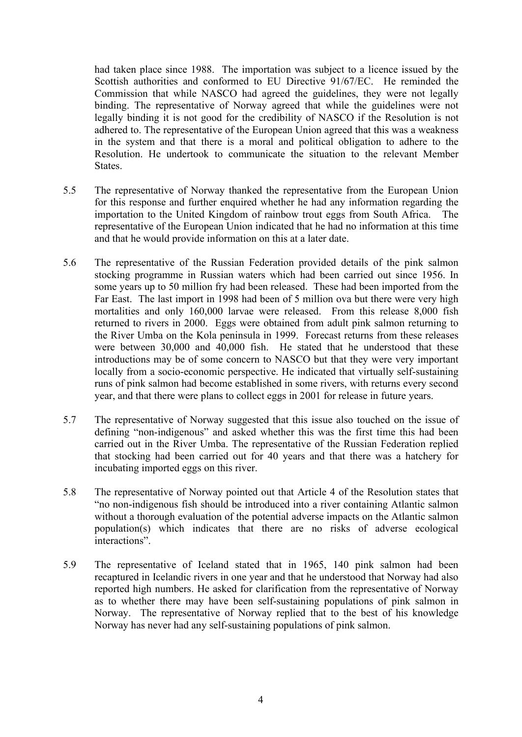had taken place since 1988. The importation was subject to a licence issued by the Scottish authorities and conformed to EU Directive 91/67/EC. He reminded the Commission that while NASCO had agreed the guidelines, they were not legally binding. The representative of Norway agreed that while the guidelines were not legally binding it is not good for the credibility of NASCO if the Resolution is not adhered to. The representative of the European Union agreed that this was a weakness in the system and that there is a moral and political obligation to adhere to the Resolution. He undertook to communicate the situation to the relevant Member States.

5.5 The representative of Norway thanked the representative from the European Union for this response and further enquired whether he had any information regarding the importation to the United Kingdom of rainbow trout eggs from South Africa. The representative of the European Union indicated that he had no information at this time and that he would provide information on this at a later date.

5.6 The representative of the Russian Federation provided details of the pink salmon stocking programme in Russian waters which had been carried out since 1956. In some years up to 50 million fry had been released. These had been imported from the Far East. The last import in 1998 had been of 5 million ova but there were very high mortalities and only 160,000 larvae were released. From this release 8,000 fish returned to rivers in 2000. Eggs were obtained from adult pink salmon returning to the River Umba on the Kola peninsula in 1999. Forecast returns from these releases were between 30,000 and 40,000 fish. He stated that he understood that these introductions may be of some concern to NASCO but that they were very important locally from a socio-economic perspective. He indicated that virtually self-sustaining runs of pink salmon had become established in some rivers, with returns every second year, and that there were plans to collect eggs in 2001 for release in future years.

5.7 The representative of Norway suggested that this issue also touched on the issue of defining "non-indigenous" and asked whether this was the first time this had been carried out in the River Umba. The representative of the Russian Federation replied that stocking had been carried out for 40 years and that there was a hatchery for incubating imported eggs on this river.

5.8 The representative of Norway pointed out that Article 4 of the Resolution states that "no non-indigenous fish should be introduced into a river containing Atlantic salmon without a thorough evaluation of the potential adverse impacts on the Atlantic salmon population(s) which indicates that there are no risks of adverse ecological interactions".

5.9 The representative of Iceland stated that in 1965, 140 pink salmon had been recaptured in Icelandic rivers in one year and that he understood that Norway had also reported high numbers. He asked for clarification from the representative of Norway as to whether there may have been self-sustaining populations of pink salmon in Norway. The representative of Norway replied that to the best of his knowledge Norway has never had any self-sustaining populations of pink salmon.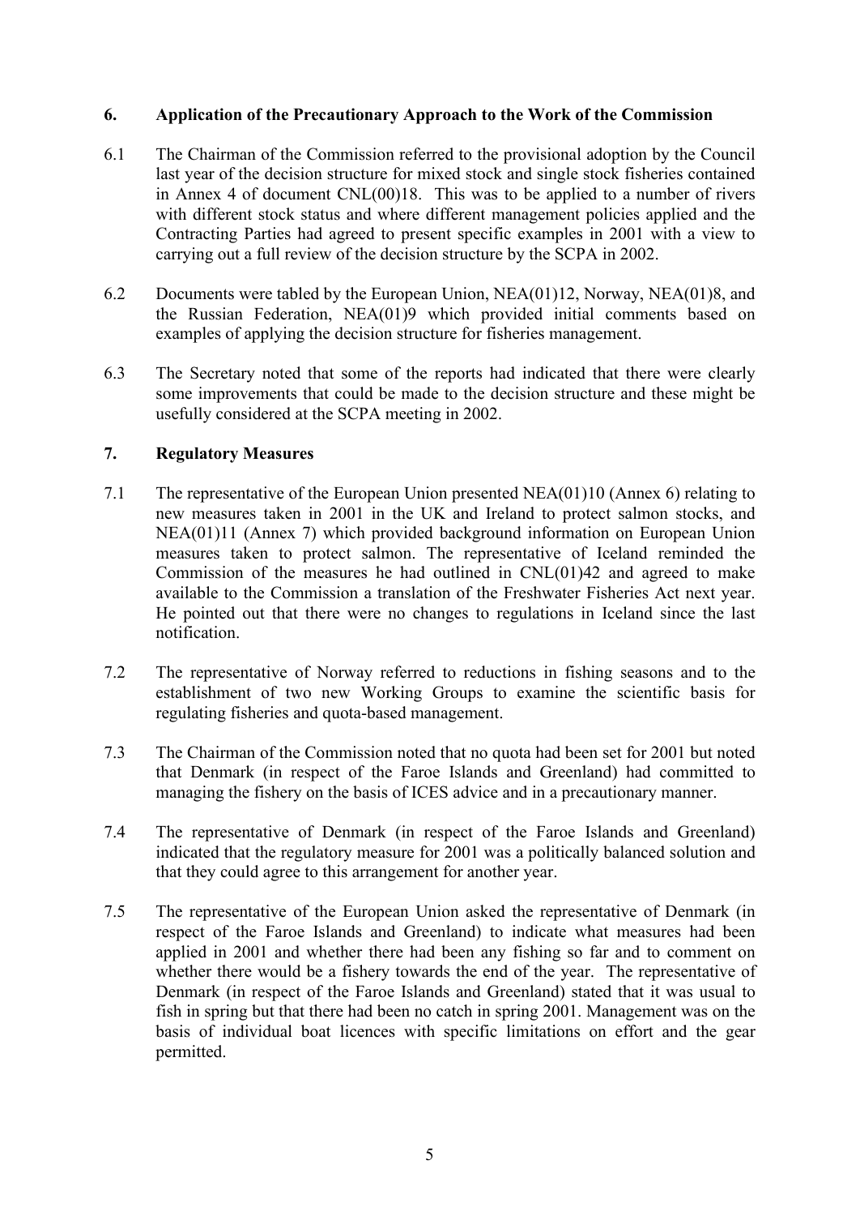## 6. Application of the Precautionary Approach to the Work of the Commission

6.1 The Chairman of the Commission referred to the provisional adoption by the Council last year of the decision structure for mixed stock and single stock fisheries contained in Annex 4 of document CNL(00)18. This was to be applied to a number of rivers with different stock status and where different management policies applied and the Contracting Parties had agreed to present specific examples in 2001 with a view to carrying out a full review of the decision structure by the SCPA in 2002.

6.2 Documents were tabled by the European Union, NEA(01)12, Norway, NEA(01)8, and the Russian Federation, NEA(01)9 which provided initial comments based on examples of applying the decision structure for fisheries management.

6.3 The Secretary noted that some of the reports had indicated that there were clearly some improvements that could be made to the decision structure and these might be usefully considered at the SCPA meeting in 2002.

## 7. Regulatory Measures

7.1 The representative of the European Union presented NEA(01)10 (Annex 6) relating to new measures taken in 2001 in the UK and Ireland to protect salmon stocks, and NEA(01)11 (Annex 7) which provided background information on European Union measures taken to protect salmon. The representative of Iceland reminded the Commission of the measures he had outlined in CNL(01)42 and agreed to make available to the Commission a translation of the Freshwater Fisheries Act next year. He pointed out that there were no changes to regulations in Iceland since the last notification.

7.2 The representative of Norway referred to reductions in fishing seasons and to the establishment of two new Working Groups to examine the scientific basis for regulating fisheries and quota-based management.

7.3 The Chairman of the Commission noted that no quota had been set for 2001 but noted that Denmark (in respect of the Faroe Islands and Greenland) had committed to managing the fishery on the basis of ICES advice and in a precautionary manner.

7.4 The representative of Denmark (in respect of the Faroe Islands and Greenland) indicated that the regulatory measure for 2001 was a politically balanced solution and that they could agree to this arrangement for another year.

7.5 The representative of the European Union asked the representative of Denmark (in respect of the Faroe Islands and Greenland) to indicate what measures had been applied in 2001 and whether there had been any fishing so far and to comment on whether there would be a fishery towards the end of the year. The representative of Denmark (in respect of the Faroe Islands and Greenland) stated that it was usual to fish in spring but that there had been no catch in spring 2001. Management was on the basis of individual boat licences with specific limitations on effort and the gear permitted.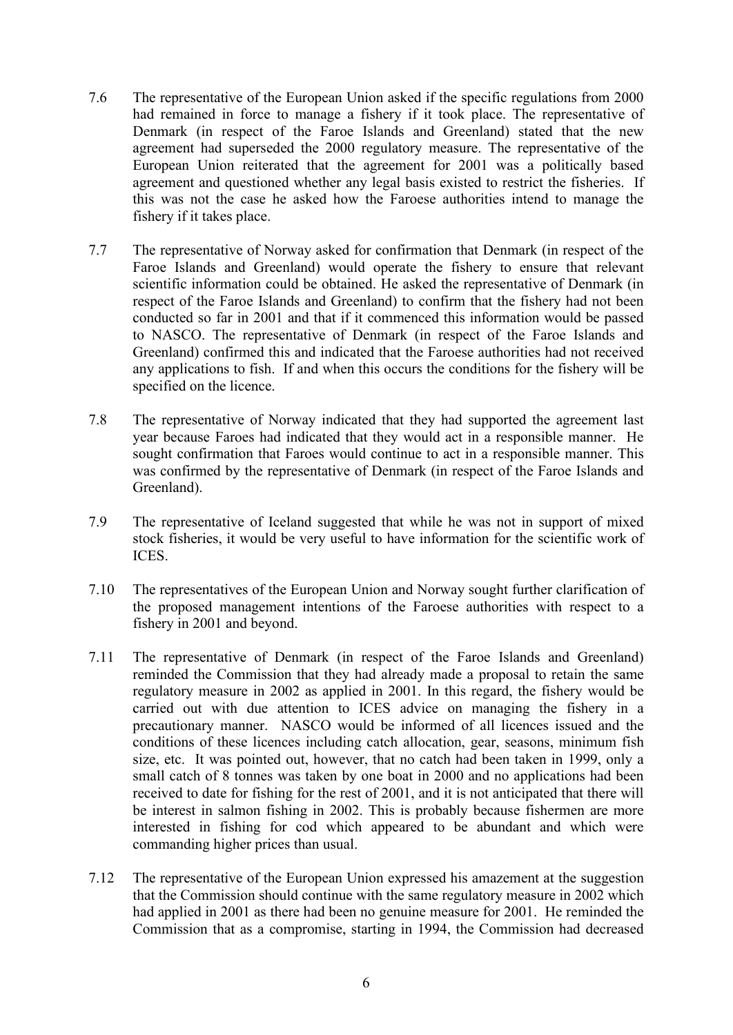7.6 The representative of the European Union asked if the specific regulations from 2000 had remained in force to manage a fishery if it took place. The representative of Denmark (in respect of the Faroe Islands and Greenland) stated that the new agreement had superseded the 2000 regulatory measure. The representative of the European Union reiterated that the agreement for 2001 was a politically based agreement and questioned whether any legal basis existed to restrict the fisheries. If this was not the case he asked how the Faroese authorities intend to manage the fishery if it takes place.

7.7 The representative of Norway asked for confirmation that Denmark (in respect of the Faroe Islands and Greenland) would operate the fishery to ensure that relevant scientific information could be obtained. He asked the representative of Denmark (in respect of the Faroe Islands and Greenland) to confirm that the fishery had not been conducted so far in 2001 and that if it commenced this information would be passed to NASCO. The representative of Denmark (in respect of the Faroe Islands and Greenland) confirmed this and indicated that the Faroese authorities had not received any applications to fish. If and when this occurs the conditions for the fishery will be specified on the licence.

7.8 The representative of Norway indicated that they had supported the agreement last year because Faroes had indicated that they would act in a responsible manner. He sought confirmation that Faroes would continue to act in a responsible manner. This was confirmed by the representative of Denmark (in respect of the Faroe Islands and Greenland).

7.9 The representative of Iceland suggested that while he was not in support of mixed stock fisheries, it would be very useful to have information for the scientific work of ICES.

7.10 The representatives of the European Union and Norway sought further clarification of the proposed management intentions of the Faroese authorities with respect to a fishery in 2001 and beyond.

7.11 The representative of Denmark (in respect of the Faroe Islands and Greenland) reminded the Commission that they had already made a proposal to retain the same regulatory measure in 2002 as applied in 2001. In this regard, the fishery would be carried out with due attention to ICES advice on managing the fishery in a precautionary manner. NASCO would be informed of all licences issued and the conditions of these licences including catch allocation, gear, seasons, minimum fish size, etc. It was pointed out, however, that no catch had been taken in 1999, only a small catch of 8 tonnes was taken by one boat in 2000 and no applications had been received to date for fishing for the rest of 2001, and it is not anticipated that there will be interest in salmon fishing in 2002. This is probably because fishermen are more interested in fishing for cod which appeared to be abundant and which were commanding higher prices than usual.

7.12 The representative of the European Union expressed his amazement at the suggestion that the Commission should continue with the same regulatory measure in 2002 which had applied in 2001 as there had been no genuine measure for 2001. He reminded the Commission that as a compromise, starting in 1994, the Commission had decreased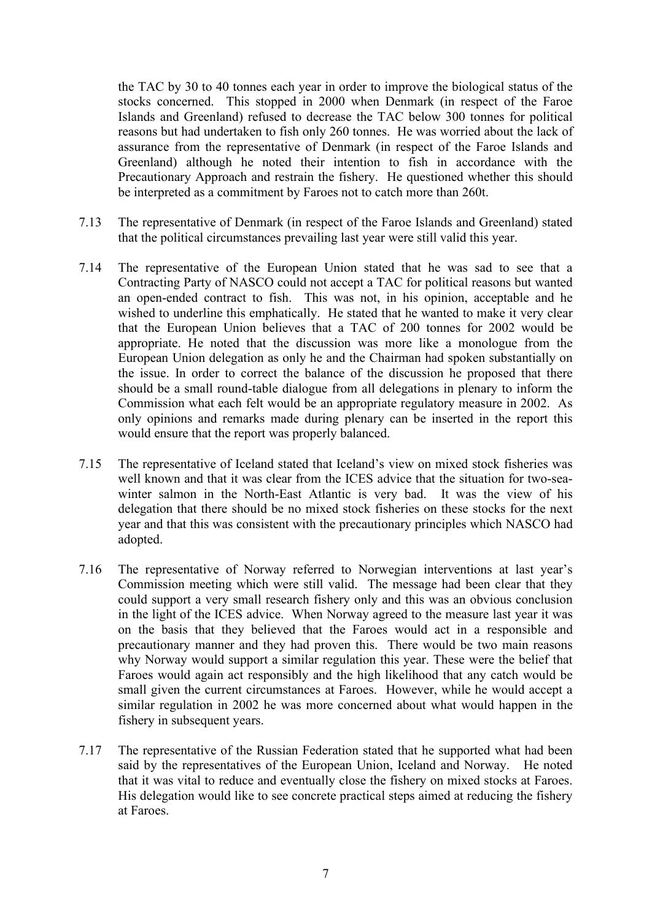the TAC by 30 to 40 tonnes each year in order to improve the biological status of the stocks concerned. This stopped in 2000 when Denmark (in respect of the Faroe Islands and Greenland) refused to decrease the TAC below 300 tonnes for political reasons but had undertaken to fish only 260 tonnes. He was worried about the lack of assurance from the representative of Denmark (in respect of the Faroe Islands and Greenland) although he noted their intention to fish in accordance with the Precautionary Approach and restrain the fishery. He questioned whether this should be interpreted as a commitment by Faroes not to catch more than 260t.

7.13 The representative of Denmark (in respect of the Faroe Islands and Greenland) stated that the political circumstances prevailing last year were still valid this year.

7.14 The representative of the European Union stated that he was sad to see that a Contracting Party of NASCO could not accept a TAC for political reasons but wanted an open-ended contract to fish. This was not, in his opinion, acceptable and he wished to underline this emphatically. He stated that he wanted to make it very clear that the European Union believes that a TAC of 200 tonnes for 2002 would be appropriate. He noted that the discussion was more like a monologue from the European Union delegation as only he and the Chairman had spoken substantially on the issue. In order to correct the balance of the discussion he proposed that there should be a small round-table dialogue from all delegations in plenary to inform the Commission what each felt would be an appropriate regulatory measure in 2002. As only opinions and remarks made during plenary can be inserted in the report this would ensure that the report was properly balanced.

7.15 The representative of Iceland stated that Iceland's view on mixed stock fisheries was well known and that it was clear from the ICES advice that the situation for two-sea-winter salmon in the North-East Atlantic is very bad. It was the view of his delegation that there should be no mixed stock fisheries on these stocks for the next year and that this was consistent with the precautionary principles which NASCO had adopted.

7.16 The representative of Norway referred to Norwegian interventions at last year's Commission meeting which were still valid. The message had been clear that they could support a very small research fishery only and this was an obvious conclusion in the light of the ICES advice. When Norway agreed to the measure last year it was on the basis that they believed that the Faroes would act in a responsible and precautionary manner and they had proven this. There would be two main reasons why Norway would support a similar regulation this year. These were the belief that Faroes would again act responsibly and the high likelihood that any catch would be small given the current circumstances at Faroes. However, while he would accept a similar regulation in 2002 he was more concerned about what would happen in the fishery in subsequent years.

7.17 The representative of the Russian Federation stated that he supported what had been said by the representatives of the European Union, Iceland and Norway. He noted that it was vital to reduce and eventually close the fishery on mixed stocks at Faroes. His delegation would like to see concrete practical steps aimed at reducing the fishery at Faroes.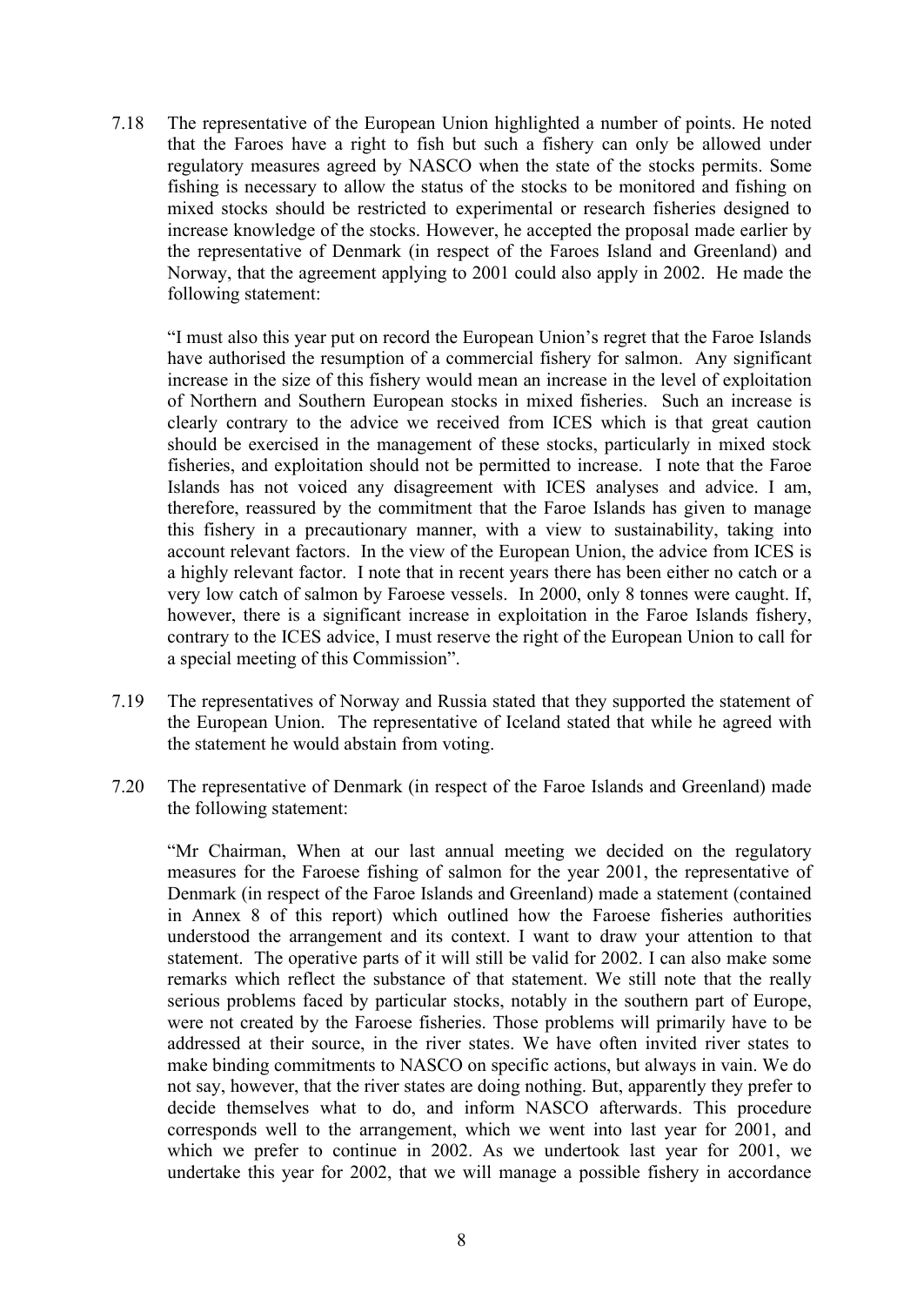7.18 The representative of the European Union highlighted a number of points. He noted that the Faroes have a right to fish but such a fishery can only be allowed under regulatory measures agreed by NASCO when the state of the stocks permits. Some fishing is necessary to allow the status of the stocks to be monitored and fishing on mixed stocks should be restricted to experimental or research fisheries designed to increase knowledge of the stocks. However, he accepted the proposal made earlier by the representative of Denmark (in respect of the Faroes Island and Greenland) and Norway, that the agreement applying to 2001 could also apply in 2002. He made the following statement:

"I must also this year put on record the European Union's regret that the Faroe Islands have authorised the resumption of a commercial fishery for salmon. Any significant increase in the size of this fishery would mean an increase in the level of exploitation of Northern and Southern European stocks in mixed fisheries. Such an increase is clearly contrary to the advice we received from ICES which is that great caution should be exercised in the management of these stocks, particularly in mixed stock fisheries, and exploitation should not be permitted to increase. I note that the Faroe Islands has not voiced any disagreement with ICES analyses and advice. I am, therefore, reassured by the commitment that the Faroe Islands has given to manage this fishery in a precautionary manner, with a view to sustainability, taking into account relevant factors. In the view of the European Union, the advice from ICES is a highly relevant factor. I note that in recent years there has been either no catch or a very low catch of salmon by Faroese vessels. In 2000, only 8 tonnes were caught. If, however, there is a significant increase in exploitation in the Faroe Islands fishery, contrary to the ICES advice, I must reserve the right of the European Union to call for a special meeting of this Commission".

7.19 The representatives of Norway and Russia stated that they supported the statement of the European Union. The representative of Iceland stated that while he agreed with the statement he would abstain from voting.

7.20 The representative of Denmark (in respect of the Faroe Islands and Greenland) made the following statement:

"Mr Chairman, When at our last annual meeting we decided on the regulatory measures for the Faroese fishing of salmon for the year 2001, the representative of Denmark (in respect of the Faroe Islands and Greenland) made a statement (contained in Annex 8 of this report) which outlined how the Faroese fisheries authorities understood the arrangement and its context. I want to draw your attention to that statement. The operative parts of it will still be valid for 2002. I can also make some remarks which reflect the substance of that statement. We still note that the really serious problems faced by particular stocks, notably in the southern part of Europe, were not created by the Faroese fisheries. Those problems will primarily have to be addressed at their source, in the river states. We have often invited river states to make binding commitments to NASCO on specific actions, but always in vain. We do not say, however, that the river states are doing nothing. But, apparently they prefer to decide themselves what to do, and inform NASCO afterwards. This procedure corresponds well to the arrangement, which we went into last year for 2001, and which we prefer to continue in 2002. As we undertook last year for 2001, we undertake this year for 2002, that we will manage a possible fishery in accordance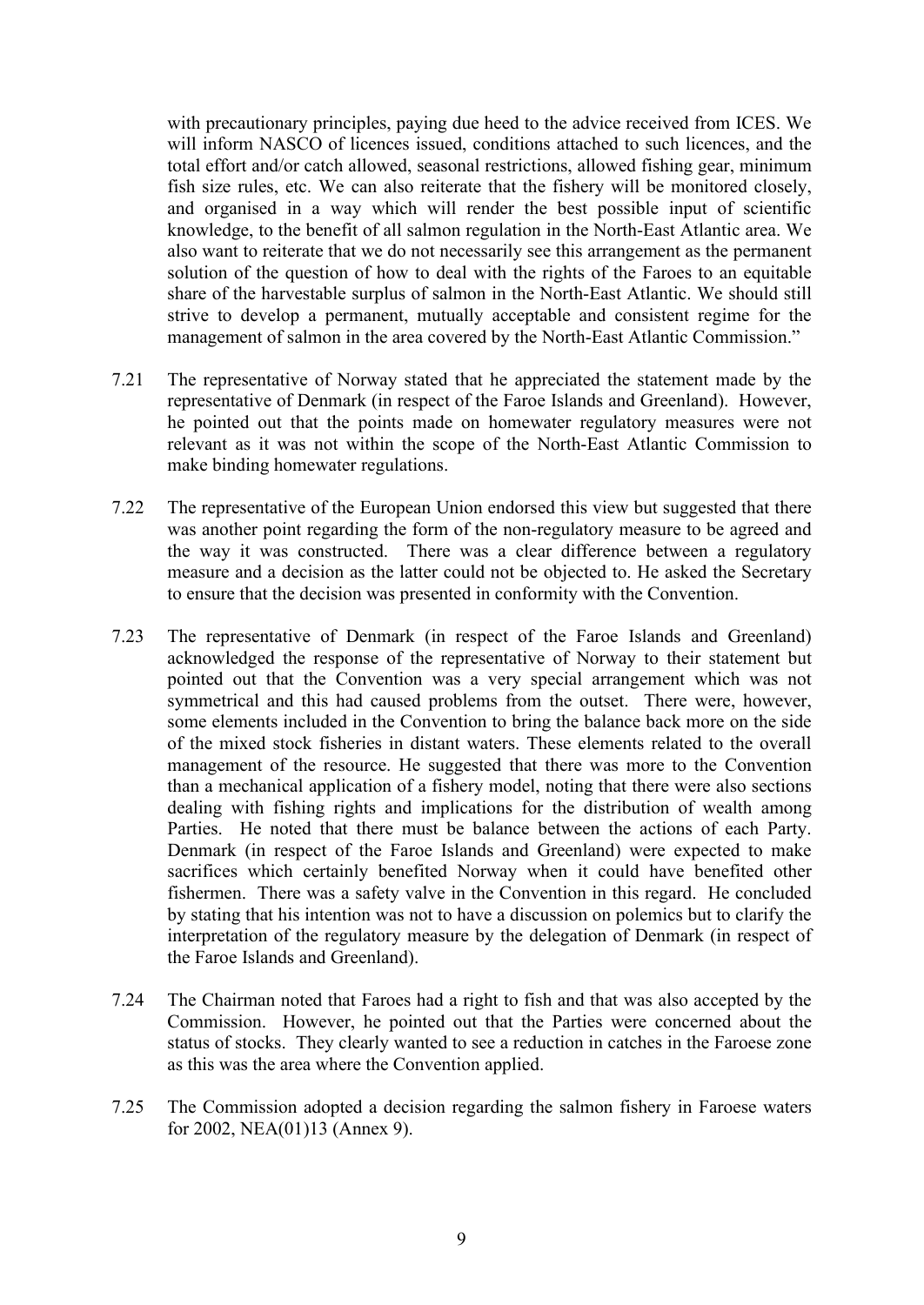with precautionary principles, paying due heed to the advice received from ICES. We will inform NASCO of licences issued, conditions attached to such licences, and the total effort and/or catch allowed, seasonal restrictions, allowed fishing gear, minimum fish size rules, etc. We can also reiterate that the fishery will be monitored closely, and organised in a way which will render the best possible input of scientific knowledge, to the benefit of all salmon regulation in the North-East Atlantic area. We also want to reiterate that we do not necessarily see this arrangement as the permanent solution of the question of how to deal with the rights of the Faroes to an equitable share of the harvestable surplus of salmon in the North-East Atlantic. We should still strive to develop a permanent, mutually acceptable and consistent regime for the management of salmon in the area covered by the North-East Atlantic Commission."

7.21 The representative of Norway stated that he appreciated the statement made by the representative of Denmark (in respect of the Faroe Islands and Greenland). However, he pointed out that the points made on homewater regulatory measures were not relevant as it was not within the scope of the North-East Atlantic Commission to make binding homewater regulations.

7.22 The representative of the European Union endorsed this view but suggested that there was another point regarding the form of the non-regulatory measure to be agreed and the way it was constructed. There was a clear difference between a regulatory measure and a decision as the latter could not be objected to. He asked the Secretary to ensure that the decision was presented in conformity with the Convention.

7.23 The representative of Denmark (in respect of the Faroe Islands and Greenland) acknowledged the response of the representative of Norway to their statement but pointed out that the Convention was a very special arrangement which was not symmetrical and this had caused problems from the outset. There were, however, some elements included in the Convention to bring the balance back more on the side of the mixed stock fisheries in distant waters. These elements related to the overall management of the resource. He suggested that there was more to the Convention than a mechanical application of a fishery model, noting that there were also sections dealing with fishing rights and implications for the distribution of wealth among Parties. He noted that there must be balance between the actions of each Party. Denmark (in respect of the Faroe Islands and Greenland) were expected to make sacrifices which certainly benefited Norway when it could have benefited other fishermen. There was a safety valve in the Convention in this regard. He concluded by stating that his intention was not to have a discussion on polemics but to clarify the interpretation of the regulatory measure by the delegation of Denmark (in respect of the Faroe Islands and Greenland).

7.24 The Chairman noted that Faroes had a right to fish and that was also accepted by the Commission. However, he pointed out that the Parties were concerned about the status of stocks. They clearly wanted to see a reduction in catches in the Faroese zone as this was the area where the Convention applied.

7.25 The Commission adopted a decision regarding the salmon fishery in Faroese waters for 2002, NEA(01)13 (Annex 9).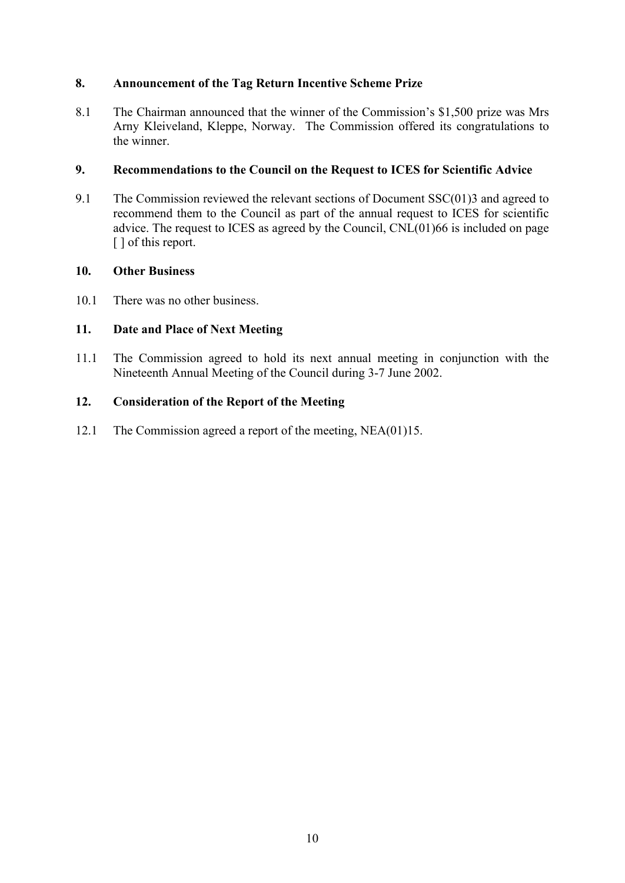## 8. Announcement of the Tag Return Incentive Scheme Prize

8.1 The Chairman announced that the winner of the Commission's $1,500 prize was Mrs Arny Kleiveland, Kleppe, Norway. The Commission offered its congratulations to the winner.

## 9. Recommendations to the Council on the Request to ICES for Scientific Advice

9.1 The Commission reviewed the relevant sections of Document SSC(01)3 and agreed to recommend them to the Council as part of the annual request to ICES for scientific advice. The request to ICES as agreed by the Council, CNL(01)66 is included on page [ ] of this report.

## 10. Other Business

10.1 There was no other business.

## 11. Date and Place of Next Meeting

11.1 The Commission agreed to hold its next annual meeting in conjunction with the Nineteenth Annual Meeting of the Council during 3-7 June 2002.

## 12. Consideration of the Report of the Meeting

12.1 The Commission agreed a report of the meeting, NEA(01)15.